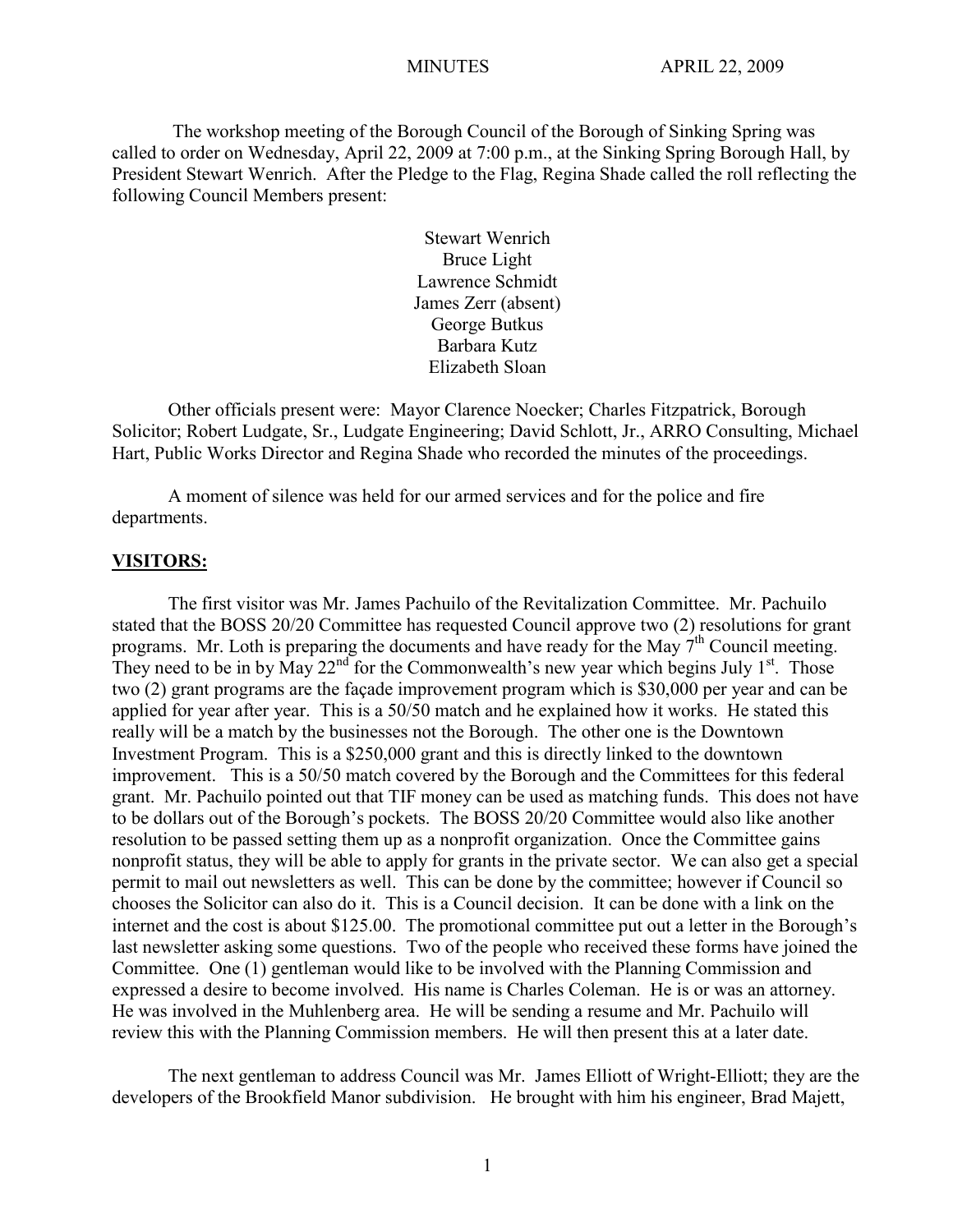MINUTES APRIL 22, 2009

The workshop meeting of the Borough Council of the Borough of Sinking Spring was called to order on Wednesday, April 22, 2009 at 7:00 p.m., at the Sinking Spring Borough Hall, by President Stewart Wenrich. After the Pledge to the Flag, Regina Shade called the roll reflecting the following Council Members present:

Stewart Wenrich
Bruce Light
Lawrence Schmidt
James Zerr (absent)
George Butkus
Barbara Kutz
Elizabeth Sloan

Other officials present were: Mayor Clarence Noecker; Charles Fitzpatrick, Borough Solicitor; Robert Ludgate, Sr., Ludgate Engineering; David Schlott, Jr., ARRO Consulting, Michael Hart, Public Works Director and Regina Shade who recorded the minutes of the proceedings.

A moment of silence was held for our armed services and for the police and fire departments.

**VISITORS:**

The first visitor was Mr. James Pachuilo of the Revitalization Committee. Mr. Pachuilo stated that the BOSS 20/20 Committee has requested Council approve two (2) resolutions for grant programs. Mr. Loth is preparing the documents and have ready for the May 7th Council meeting. They need to be in by May 22nd for the Commonwealth's new year which begins July 1st. Those two (2) grant programs are the façade improvement program which is $30,000 per year and can be applied for year after year. This is a 50/50 match and he explained how it works. He stated this really will be a match by the businesses not the Borough. The other one is the Downtown Investment Program. This is a $250,000 grant and this is directly linked to the downtown improvement. This is a 50/50 match covered by the Borough and the Committees for this federal grant. Mr. Pachuilo pointed out that TIF money can be used as matching funds. This does not have to be dollars out of the Borough's pockets. The BOSS 20/20 Committee would also like another resolution to be passed setting them up as a nonprofit organization. Once the Committee gains nonprofit status, they will be able to apply for grants in the private sector. We can also get a special permit to mail out newsletters as well. This can be done by the committee; however if Council so chooses the Solicitor can also do it. This is a Council decision. It can be done with a link on the internet and the cost is about $125.00. The promotional committee put out a letter in the Borough's last newsletter asking some questions. Two of the people who received these forms have joined the Committee. One (1) gentleman would like to be involved with the Planning Commission and expressed a desire to become involved. His name is Charles Coleman. He is or was an attorney. He was involved in the Muhlenberg area. He will be sending a resume and Mr. Pachuilo will review this with the Planning Commission members. He will then present this at a later date.

The next gentleman to address Council was Mr. James Elliott of Wright-Elliott; they are the developers of the Brookfield Manor subdivision. He brought with him his engineer, Brad Majett,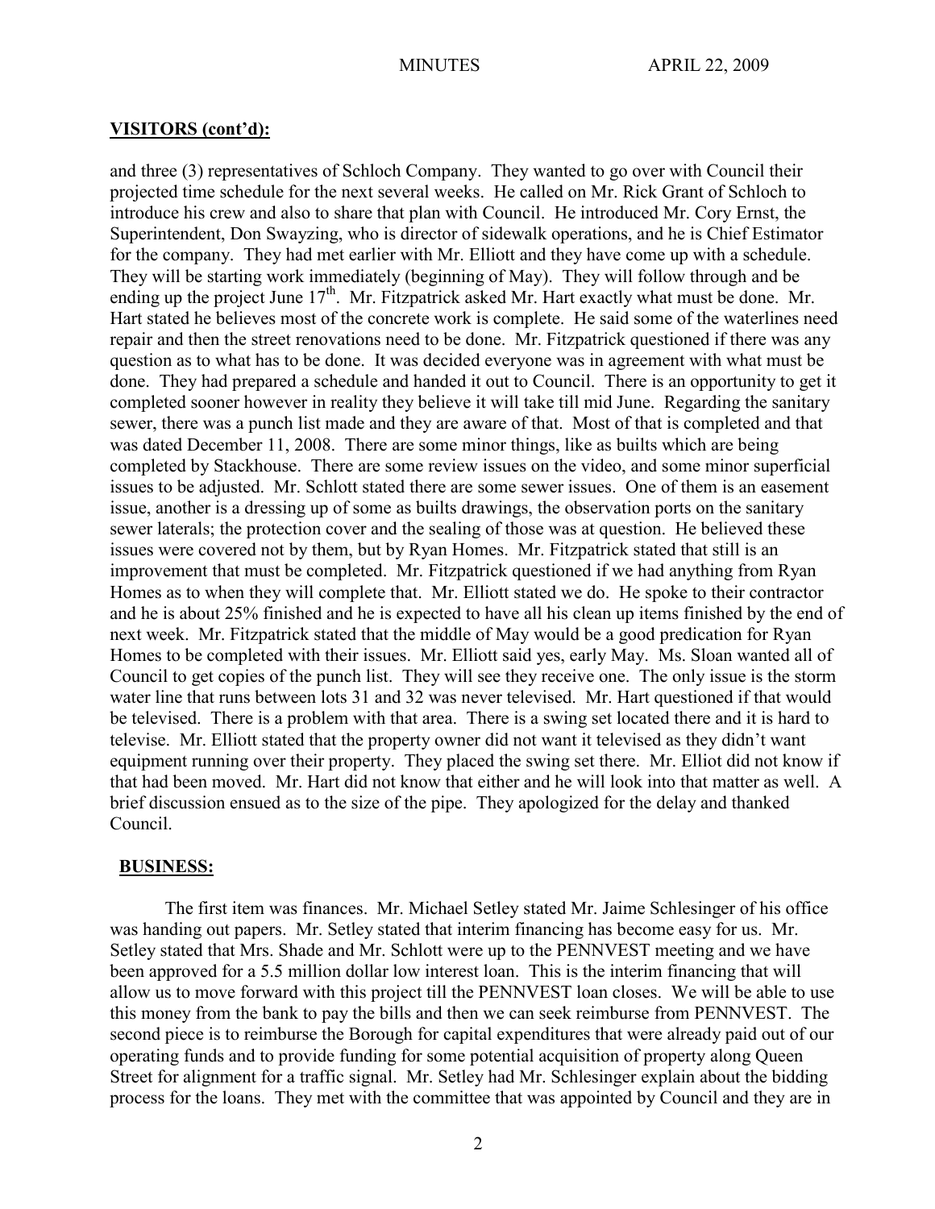## VISITORS (cont'd):

and three (3) representatives of Schloch Company. They wanted to go over with Council their projected time schedule for the next several weeks. He called on Mr. Rick Grant of Schloch to introduce his crew and also to share that plan with Council. He introduced Mr. Cory Ernst, the Superintendent, Don Swayzing, who is director of sidewalk operations, and he is Chief Estimator for the company. They had met earlier with Mr. Elliott and they have come up with a schedule. They will be starting work immediately (beginning of May). They will follow through and be ending up the project June 17th. Mr. Fitzpatrick asked Mr. Hart exactly what must be done. Mr. Hart stated he believes most of the concrete work is complete. He said some of the waterlines need repair and then the street renovations need to be done. Mr. Fitzpatrick questioned if there was any question as to what has to be done. It was decided everyone was in agreement with what must be done. They had prepared a schedule and handed it out to Council. There is an opportunity to get it completed sooner however in reality they believe it will take till mid June. Regarding the sanitary sewer, there was a punch list made and they are aware of that. Most of that is completed and that was dated December 11, 2008. There are some minor things, like as builts which are being completed by Stackhouse. There are some review issues on the video, and some minor superficial issues to be adjusted. Mr. Schlott stated there are some sewer issues. One of them is an easement issue, another is a dressing up of some as builts drawings, the observation ports on the sanitary sewer laterals; the protection cover and the sealing of those was at question. He believed these issues were covered not by them, but by Ryan Homes. Mr. Fitzpatrick stated that still is an improvement that must be completed. Mr. Fitzpatrick questioned if we had anything from Ryan Homes as to when they will complete that. Mr. Elliott stated we do. He spoke to their contractor and he is about 25% finished and he is expected to have all his clean up items finished by the end of next week. Mr. Fitzpatrick stated that the middle of May would be a good predication for Ryan Homes to be completed with their issues. Mr. Elliott said yes, early May. Ms. Sloan wanted all of Council to get copies of the punch list. They will see they receive one. The only issue is the storm water line that runs between lots 31 and 32 was never televised. Mr. Hart questioned if that would be televised. There is a problem with that area. There is a swing set located there and it is hard to televise. Mr. Elliott stated that the property owner did not want it televised as they didn't want equipment running over their property. They placed the swing set there. Mr. Elliot did not know if that had been moved. Mr. Hart did not know that either and he will look into that matter as well. A brief discussion ensued as to the size of the pipe. They apologized for the delay and thanked Council.

## BUSINESS:

The first item was finances. Mr. Michael Setley stated Mr. Jaime Schlesinger of his office was handing out papers. Mr. Setley stated that interim financing has become easy for us. Mr. Setley stated that Mrs. Shade and Mr. Schlott were up to the PENNVEST meeting and we have been approved for a 5.5 million dollar low interest loan. This is the interim financing that will allow us to move forward with this project till the PENNVEST loan closes. We will be able to use this money from the bank to pay the bills and then we can seek reimburse from PENNVEST. The second piece is to reimburse the Borough for capital expenditures that were already paid out of our operating funds and to provide funding for some potential acquisition of property along Queen Street for alignment for a traffic signal. Mr. Setley had Mr. Schlesinger explain about the bidding process for the loans. They met with the committee that was appointed by Council and they are in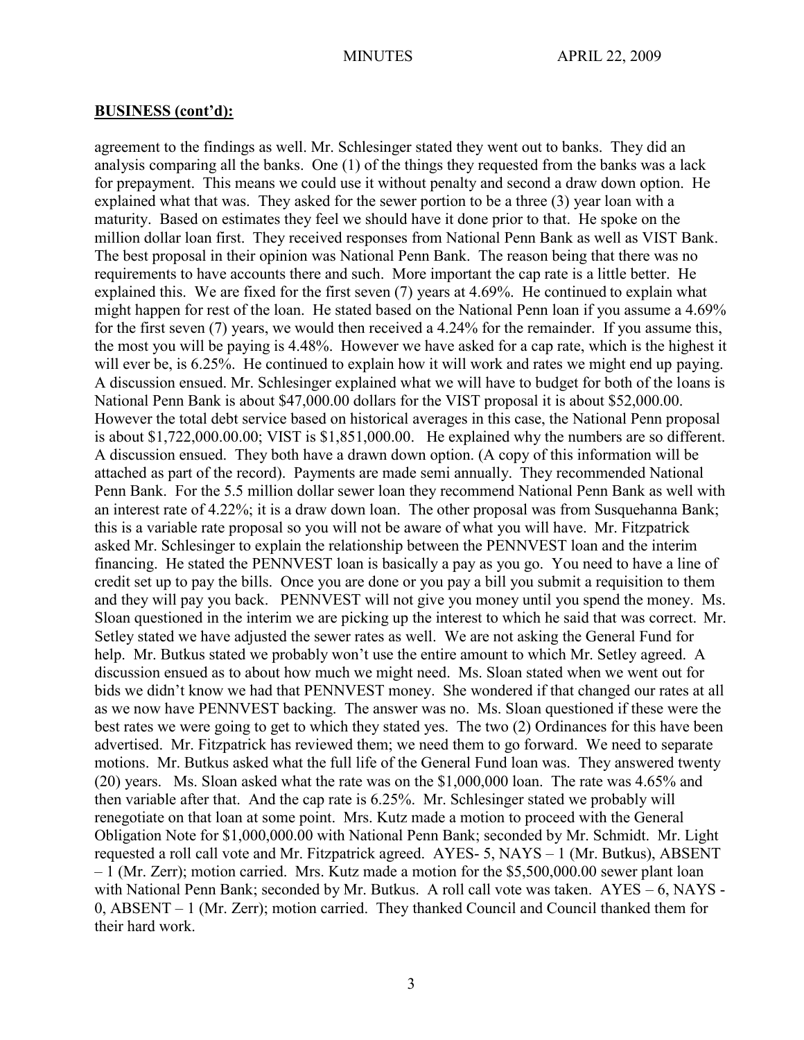## BUSINESS (cont'd):

agreement to the findings as well. Mr. Schlesinger stated they went out to banks. They did an analysis comparing all the banks. One (1) of the things they requested from the banks was a lack for prepayment. This means we could use it without penalty and second a draw down option. He explained what that was. They asked for the sewer portion to be a three (3) year loan with a maturity. Based on estimates they feel we should have it done prior to that. He spoke on the million dollar loan first. They received responses from National Penn Bank as well as VIST Bank. The best proposal in their opinion was National Penn Bank. The reason being that there was no requirements to have accounts there and such. More important the cap rate is a little better. He explained this. We are fixed for the first seven (7) years at 4.69%. He continued to explain what might happen for rest of the loan. He stated based on the National Penn loan if you assume a 4.69% for the first seven (7) years, we would then received a 4.24% for the remainder. If you assume this, the most you will be paying is 4.48%. However we have asked for a cap rate, which is the highest it will ever be, is 6.25%. He continued to explain how it will work and rates we might end up paying. A discussion ensued. Mr. Schlesinger explained what we will have to budget for both of the loans is National Penn Bank is about $47,000.00 dollars for the VIST proposal it is about $52,000.00. However the total debt service based on historical averages in this case, the National Penn proposal is about $1,722,000.00.00; VIST is $1,851,000.00. He explained why the numbers are so different. A discussion ensued. They both have a drawn down option. (A copy of this information will be attached as part of the record). Payments are made semi annually. They recommended National Penn Bank. For the 5.5 million dollar sewer loan they recommend National Penn Bank as well with an interest rate of 4.22%; it is a draw down loan. The other proposal was from Susquehanna Bank; this is a variable rate proposal so you will not be aware of what you will have. Mr. Fitzpatrick asked Mr. Schlesinger to explain the relationship between the PENNVEST loan and the interim financing. He stated the PENNVEST loan is basically a pay as you go. You need to have a line of credit set up to pay the bills. Once you are done or you pay a bill you submit a requisition to them and they will pay you back. PENNVEST will not give you money until you spend the money. Ms. Sloan questioned in the interim we are picking up the interest to which he said that was correct. Mr. Setley stated we have adjusted the sewer rates as well. We are not asking the General Fund for help. Mr. Butkus stated we probably won't use the entire amount to which Mr. Setley agreed. A discussion ensued as to about how much we might need. Ms. Sloan stated when we went out for bids we didn't know we had that PENNVEST money. She wondered if that changed our rates at all as we now have PENNVEST backing. The answer was no. Ms. Sloan questioned if these were the best rates we were going to get to which they stated yes. The two (2) Ordinances for this have been advertised. Mr. Fitzpatrick has reviewed them; we need them to go forward. We need to separate motions. Mr. Butkus asked what the full life of the General Fund loan was. They answered twenty (20) years. Ms. Sloan asked what the rate was on the $1,000,000 loan. The rate was 4.65% and then variable after that. And the cap rate is 6.25%. Mr. Schlesinger stated we probably will renegotiate on that loan at some point. Mrs. Kutz made a motion to proceed with the General Obligation Note for $1,000,000.00 with National Penn Bank; seconded by Mr. Schmidt. Mr. Light requested a roll call vote and Mr. Fitzpatrick agreed. AYES- 5, NAYS – 1 (Mr. Butkus), ABSENT – 1 (Mr. Zerr); motion carried. Mrs. Kutz made a motion for the $5,500,000.00 sewer plant loan with National Penn Bank; seconded by Mr. Butkus. A roll call vote was taken. AYES – 6, NAYS - 0, ABSENT – 1 (Mr. Zerr); motion carried. They thanked Council and Council thanked them for their hard work.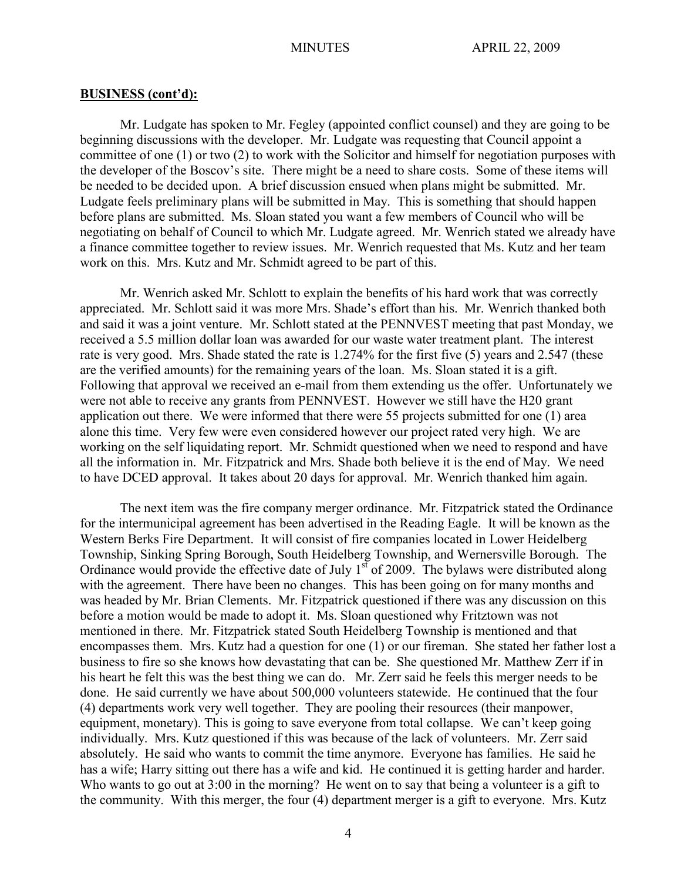**BUSINESS (cont'd):**

Mr. Ludgate has spoken to Mr. Fegley (appointed conflict counsel) and they are going to be beginning discussions with the developer. Mr. Ludgate was requesting that Council appoint a committee of one (1) or two (2) to work with the Solicitor and himself for negotiation purposes with the developer of the Boscov's site. There might be a need to share costs. Some of these items will be needed to be decided upon. A brief discussion ensued when plans might be submitted. Mr. Ludgate feels preliminary plans will be submitted in May. This is something that should happen before plans are submitted. Ms. Sloan stated you want a few members of Council who will be negotiating on behalf of Council to which Mr. Ludgate agreed. Mr. Wenrich stated we already have a finance committee together to review issues. Mr. Wenrich requested that Ms. Kutz and her team work on this. Mrs. Kutz and Mr. Schmidt agreed to be part of this.

Mr. Wenrich asked Mr. Schlott to explain the benefits of his hard work that was correctly appreciated. Mr. Schlott said it was more Mrs. Shade's effort than his. Mr. Wenrich thanked both and said it was a joint venture. Mr. Schlott stated at the PENNVEST meeting that past Monday, we received a 5.5 million dollar loan was awarded for our waste water treatment plant. The interest rate is very good. Mrs. Shade stated the rate is 1.274% for the first five (5) years and 2.547 (these are the verified amounts) for the remaining years of the loan. Ms. Sloan stated it is a gift. Following that approval we received an e-mail from them extending us the offer. Unfortunately we were not able to receive any grants from PENNVEST. However we still have the H20 grant application out there. We were informed that there were 55 projects submitted for one (1) area alone this time. Very few were even considered however our project rated very high. We are working on the self liquidating report. Mr. Schmidt questioned when we need to respond and have all the information in. Mr. Fitzpatrick and Mrs. Shade both believe it is the end of May. We need to have DCED approval. It takes about 20 days for approval. Mr. Wenrich thanked him again.

The next item was the fire company merger ordinance. Mr. Fitzpatrick stated the Ordinance for the intermunicipal agreement has been advertised in the Reading Eagle. It will be known as the Western Berks Fire Department. It will consist of fire companies located in Lower Heidelberg Township, Sinking Spring Borough, South Heidelberg Township, and Wernersville Borough. The Ordinance would provide the effective date of July 1st of 2009. The bylaws were distributed along with the agreement. There have been no changes. This has been going on for many months and was headed by Mr. Brian Clements. Mr. Fitzpatrick questioned if there was any discussion on this before a motion would be made to adopt it. Ms. Sloan questioned why Fritztown was not mentioned in there. Mr. Fitzpatrick stated South Heidelberg Township is mentioned and that encompasses them. Mrs. Kutz had a question for one (1) or our fireman. She stated her father lost a business to fire so she knows how devastating that can be. She questioned Mr. Matthew Zerr if in his heart he felt this was the best thing we can do. Mr. Zerr said he feels this merger needs to be done. He said currently we have about 500,000 volunteers statewide. He continued that the four (4) departments work very well together. They are pooling their resources (their manpower, equipment, monetary). This is going to save everyone from total collapse. We can't keep going individually. Mrs. Kutz questioned if this was because of the lack of volunteers. Mr. Zerr said absolutely. He said who wants to commit the time anymore. Everyone has families. He said he has a wife; Harry sitting out there has a wife and kid. He continued it is getting harder and harder. Who wants to go out at 3:00 in the morning? He went on to say that being a volunteer is a gift to the community. With this merger, the four (4) department merger is a gift to everyone. Mrs. Kutz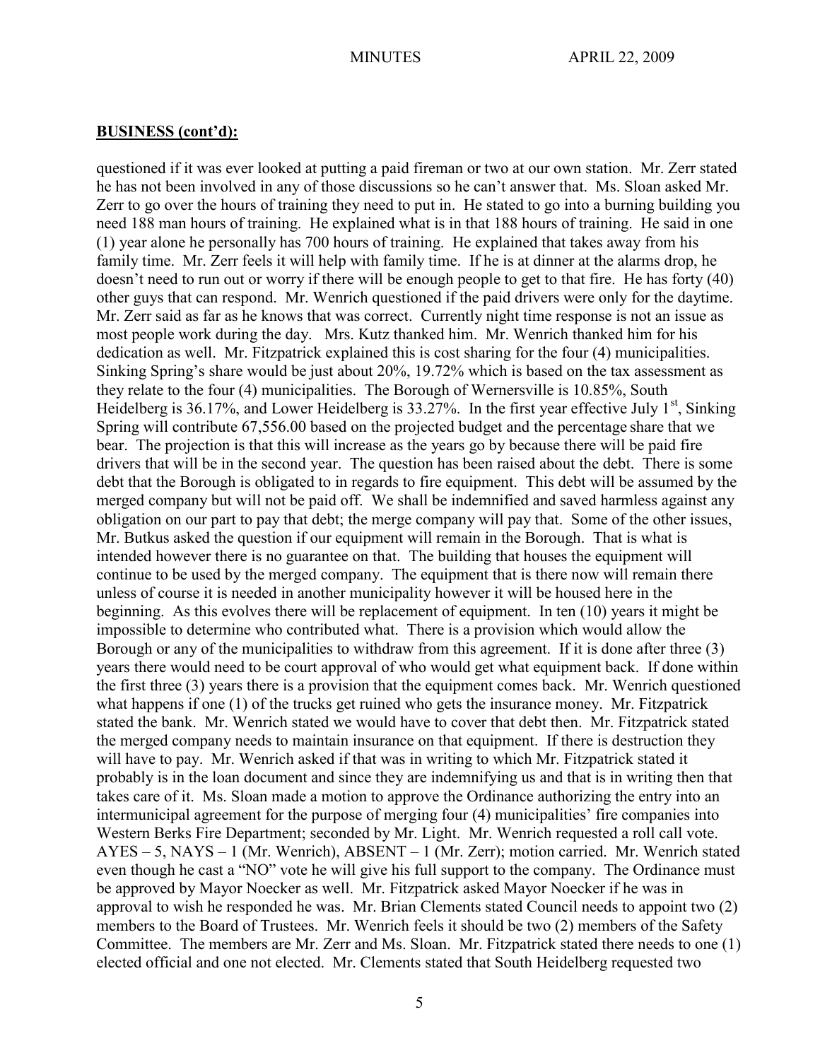## BUSINESS (cont'd):

questioned if it was ever looked at putting a paid fireman or two at our own station. Mr. Zerr stated he has not been involved in any of those discussions so he can't answer that. Ms. Sloan asked Mr. Zerr to go over the hours of training they need to put in. He stated to go into a burning building you need 188 man hours of training. He explained what is in that 188 hours of training. He said in one (1) year alone he personally has 700 hours of training. He explained that takes away from his family time. Mr. Zerr feels it will help with family time. If he is at dinner at the alarms drop, he doesn't need to run out or worry if there will be enough people to get to that fire. He has forty (40) other guys that can respond. Mr. Wenrich questioned if the paid drivers were only for the daytime. Mr. Zerr said as far as he knows that was correct. Currently night time response is not an issue as most people work during the day. Mrs. Kutz thanked him. Mr. Wenrich thanked him for his dedication as well. Mr. Fitzpatrick explained this is cost sharing for the four (4) municipalities. Sinking Spring's share would be just about 20%, 19.72% which is based on the tax assessment as they relate to the four (4) municipalities. The Borough of Wernersville is 10.85%, South Heidelberg is 36.17%, and Lower Heidelberg is 33.27%. In the first year effective July 1st, Sinking Spring will contribute 67,556.00 based on the projected budget and the percentage share that we bear. The projection is that this will increase as the years go by because there will be paid fire drivers that will be in the second year. The question has been raised about the debt. There is some debt that the Borough is obligated to in regards to fire equipment. This debt will be assumed by the merged company but will not be paid off. We shall be indemnified and saved harmless against any obligation on our part to pay that debt; the merge company will pay that. Some of the other issues, Mr. Butkus asked the question if our equipment will remain in the Borough. That is what is intended however there is no guarantee on that. The building that houses the equipment will continue to be used by the merged company. The equipment that is there now will remain there unless of course it is needed in another municipality however it will be housed here in the beginning. As this evolves there will be replacement of equipment. In ten (10) years it might be impossible to determine who contributed what. There is a provision which would allow the Borough or any of the municipalities to withdraw from this agreement. If it is done after three (3) years there would need to be court approval of who would get what equipment back. If done within the first three (3) years there is a provision that the equipment comes back. Mr. Wenrich questioned what happens if one (1) of the trucks get ruined who gets the insurance money. Mr. Fitzpatrick stated the bank. Mr. Wenrich stated we would have to cover that debt then. Mr. Fitzpatrick stated the merged company needs to maintain insurance on that equipment. If there is destruction they will have to pay. Mr. Wenrich asked if that was in writing to which Mr. Fitzpatrick stated it probably is in the loan document and since they are indemnifying us and that is in writing then that takes care of it. Ms. Sloan made a motion to approve the Ordinance authorizing the entry into an intermunicipal agreement for the purpose of merging four (4) municipalities' fire companies into Western Berks Fire Department; seconded by Mr. Light. Mr. Wenrich requested a roll call vote. AYES – 5, NAYS – 1 (Mr. Wenrich), ABSENT – 1 (Mr. Zerr); motion carried. Mr. Wenrich stated even though he cast a "NO" vote he will give his full support to the company. The Ordinance must be approved by Mayor Noecker as well. Mr. Fitzpatrick asked Mayor Noecker if he was in approval to wish he responded he was. Mr. Brian Clements stated Council needs to appoint two (2) members to the Board of Trustees. Mr. Wenrich feels it should be two (2) members of the Safety Committee. The members are Mr. Zerr and Ms. Sloan. Mr. Fitzpatrick stated there needs to one (1) elected official and one not elected. Mr. Clements stated that South Heidelberg requested two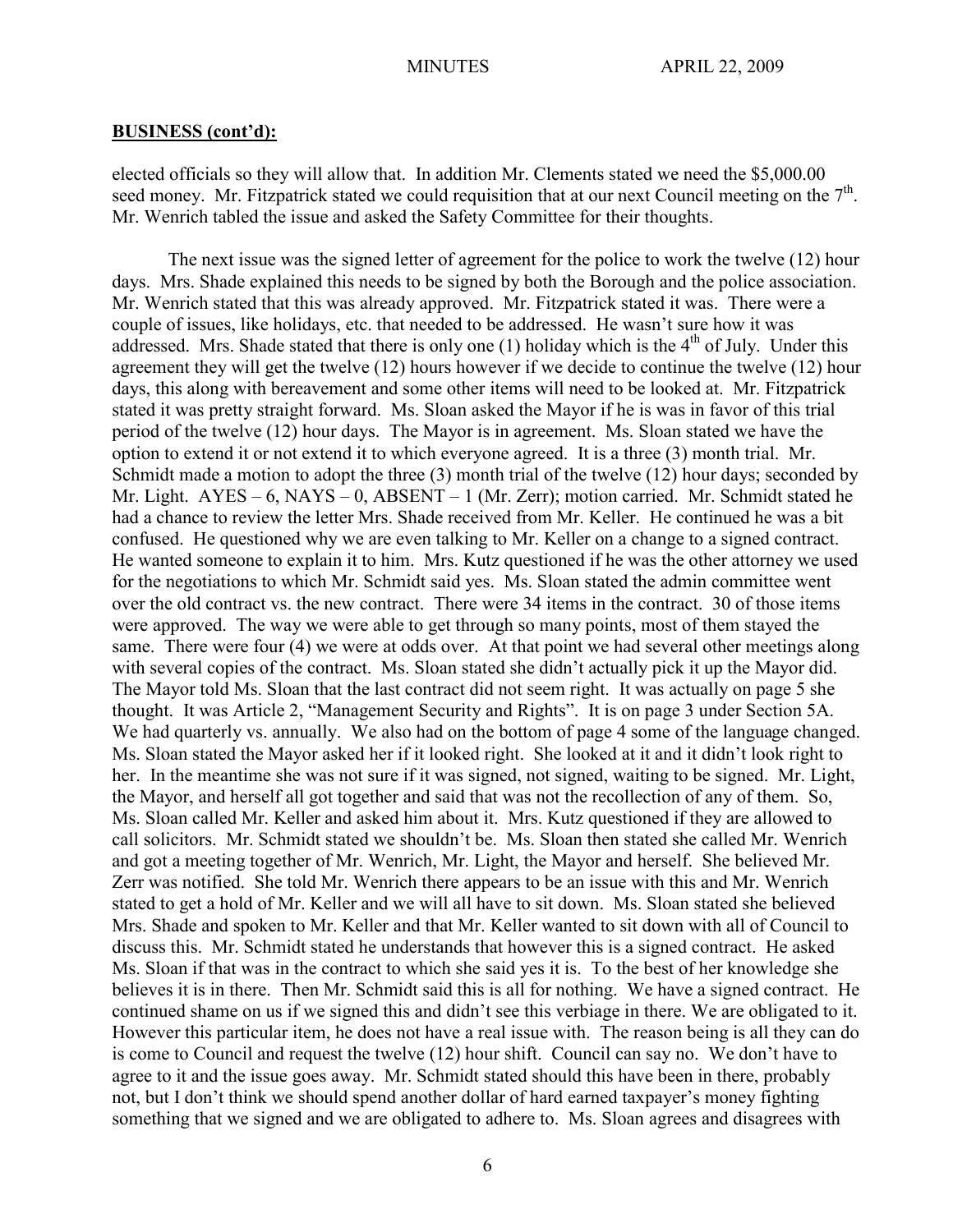**BUSINESS (cont'd):**

elected officials so they will allow that. In addition Mr. Clements stated we need the $5,000.00 seed money. Mr. Fitzpatrick stated we could requisition that at our next Council meeting on the 7th. Mr. Wenrich tabled the issue and asked the Safety Committee for their thoughts.

The next issue was the signed letter of agreement for the police to work the twelve (12) hour days. Mrs. Shade explained this needs to be signed by both the Borough and the police association. Mr. Wenrich stated that this was already approved. Mr. Fitzpatrick stated it was. There were a couple of issues, like holidays, etc. that needed to be addressed. He wasn't sure how it was addressed. Mrs. Shade stated that there is only one (1) holiday which is the 4th of July. Under this agreement they will get the twelve (12) hours however if we decide to continue the twelve (12) hour days, this along with bereavement and some other items will need to be looked at. Mr. Fitzpatrick stated it was pretty straight forward. Ms. Sloan asked the Mayor if he is was in favor of this trial period of the twelve (12) hour days. The Mayor is in agreement. Ms. Sloan stated we have the option to extend it or not extend it to which everyone agreed. It is a three (3) month trial. Mr. Schmidt made a motion to adopt the three (3) month trial of the twelve (12) hour days; seconded by Mr. Light. AYES – 6, NAYS – 0, ABSENT – 1 (Mr. Zerr); motion carried. Mr. Schmidt stated he had a chance to review the letter Mrs. Shade received from Mr. Keller. He continued he was a bit confused. He questioned why we are even talking to Mr. Keller on a change to a signed contract. He wanted someone to explain it to him. Mrs. Kutz questioned if he was the other attorney we used for the negotiations to which Mr. Schmidt said yes. Ms. Sloan stated the admin committee went over the old contract vs. the new contract. There were 34 items in the contract. 30 of those items were approved. The way we were able to get through so many points, most of them stayed the same. There were four (4) we were at odds over. At that point we had several other meetings along with several copies of the contract. Ms. Sloan stated she didn't actually pick it up the Mayor did. The Mayor told Ms. Sloan that the last contract did not seem right. It was actually on page 5 she thought. It was Article 2, "Management Security and Rights". It is on page 3 under Section 5A. We had quarterly vs. annually. We also had on the bottom of page 4 some of the language changed. Ms. Sloan stated the Mayor asked her if it looked right. She looked at it and it didn't look right to her. In the meantime she was not sure if it was signed, not signed, waiting to be signed. Mr. Light, the Mayor, and herself all got together and said that was not the recollection of any of them. So, Ms. Sloan called Mr. Keller and asked him about it. Mrs. Kutz questioned if they are allowed to call solicitors. Mr. Schmidt stated we shouldn't be. Ms. Sloan then stated she called Mr. Wenrich and got a meeting together of Mr. Wenrich, Mr. Light, the Mayor and herself. She believed Mr. Zerr was notified. She told Mr. Wenrich there appears to be an issue with this and Mr. Wenrich stated to get a hold of Mr. Keller and we will all have to sit down. Ms. Sloan stated she believed Mrs. Shade and spoken to Mr. Keller and that Mr. Keller wanted to sit down with all of Council to discuss this. Mr. Schmidt stated he understands that however this is a signed contract. He asked Ms. Sloan if that was in the contract to which she said yes it is. To the best of her knowledge she believes it is in there. Then Mr. Schmidt said this is all for nothing. We have a signed contract. He continued shame on us if we signed this and didn't see this verbiage in there. We are obligated to it. However this particular item, he does not have a real issue with. The reason being is all they can do is come to Council and request the twelve (12) hour shift. Council can say no. We don't have to agree to it and the issue goes away. Mr. Schmidt stated should this have been in there, probably not, but I don't think we should spend another dollar of hard earned taxpayer's money fighting something that we signed and we are obligated to adhere to. Ms. Sloan agrees and disagrees with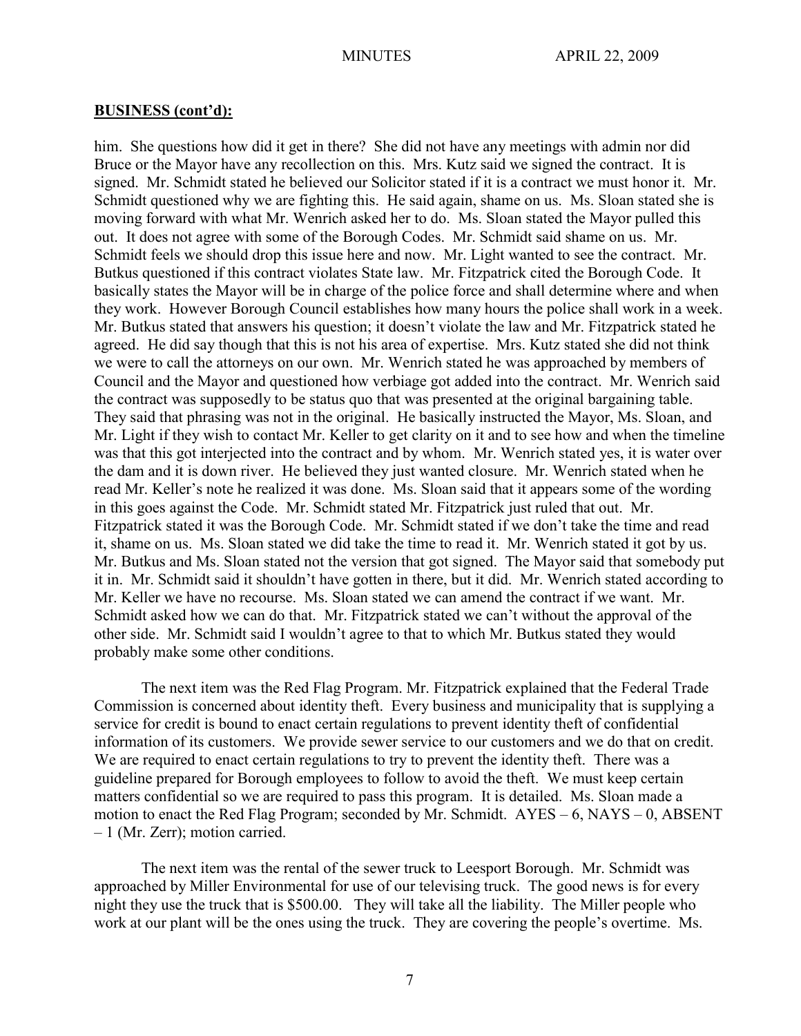**BUSINESS (cont'd):**

him. She questions how did it get in there? She did not have any meetings with admin nor did Bruce or the Mayor have any recollection on this. Mrs. Kutz said we signed the contract. It is signed. Mr. Schmidt stated he believed our Solicitor stated if it is a contract we must honor it. Mr. Schmidt questioned why we are fighting this. He said again, shame on us. Ms. Sloan stated she is moving forward with what Mr. Wenrich asked her to do. Ms. Sloan stated the Mayor pulled this out. It does not agree with some of the Borough Codes. Mr. Schmidt said shame on us. Mr. Schmidt feels we should drop this issue here and now. Mr. Light wanted to see the contract. Mr. Butkus questioned if this contract violates State law. Mr. Fitzpatrick cited the Borough Code. It basically states the Mayor will be in charge of the police force and shall determine where and when they work. However Borough Council establishes how many hours the police shall work in a week. Mr. Butkus stated that answers his question; it doesn't violate the law and Mr. Fitzpatrick stated he agreed. He did say though that this is not his area of expertise. Mrs. Kutz stated she did not think we were to call the attorneys on our own. Mr. Wenrich stated he was approached by members of Council and the Mayor and questioned how verbiage got added into the contract. Mr. Wenrich said the contract was supposedly to be status quo that was presented at the original bargaining table. They said that phrasing was not in the original. He basically instructed the Mayor, Ms. Sloan, and Mr. Light if they wish to contact Mr. Keller to get clarity on it and to see how and when the timeline was that this got interjected into the contract and by whom. Mr. Wenrich stated yes, it is water over the dam and it is down river. He believed they just wanted closure. Mr. Wenrich stated when he read Mr. Keller's note he realized it was done. Ms. Sloan said that it appears some of the wording in this goes against the Code. Mr. Schmidt stated Mr. Fitzpatrick just ruled that out. Mr. Fitzpatrick stated it was the Borough Code. Mr. Schmidt stated if we don't take the time and read it, shame on us. Ms. Sloan stated we did take the time to read it. Mr. Wenrich stated it got by us. Mr. Butkus and Ms. Sloan stated not the version that got signed. The Mayor said that somebody put it in. Mr. Schmidt said it shouldn't have gotten in there, but it did. Mr. Wenrich stated according to Mr. Keller we have no recourse. Ms. Sloan stated we can amend the contract if we want. Mr. Schmidt asked how we can do that. Mr. Fitzpatrick stated we can't without the approval of the other side. Mr. Schmidt said I wouldn't agree to that to which Mr. Butkus stated they would probably make some other conditions.

The next item was the Red Flag Program. Mr. Fitzpatrick explained that the Federal Trade Commission is concerned about identity theft. Every business and municipality that is supplying a service for credit is bound to enact certain regulations to prevent identity theft of confidential information of its customers. We provide sewer service to our customers and we do that on credit. We are required to enact certain regulations to try to prevent the identity theft. There was a guideline prepared for Borough employees to follow to avoid the theft. We must keep certain matters confidential so we are required to pass this program. It is detailed. Ms. Sloan made a motion to enact the Red Flag Program; seconded by Mr. Schmidt. AYES – 6, NAYS – 0, ABSENT – 1 (Mr. Zerr); motion carried.

The next item was the rental of the sewer truck to Leesport Borough. Mr. Schmidt was approached by Miller Environmental for use of our televising truck. The good news is for every night they use the truck that is $500.00. They will take all the liability. The Miller people who work at our plant will be the ones using the truck. They are covering the people's overtime. Ms.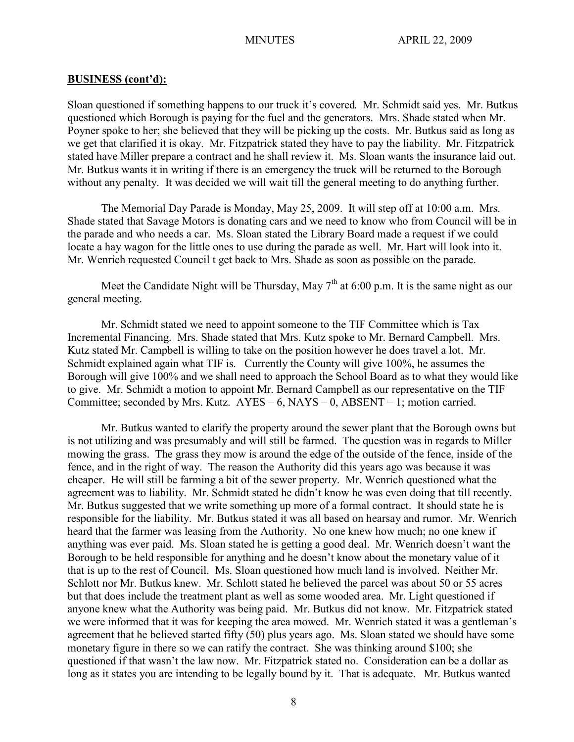**BUSINESS (cont'd):**

Sloan questioned if something happens to our truck it's covered. Mr. Schmidt said yes. Mr. Butkus questioned which Borough is paying for the fuel and the generators. Mrs. Shade stated when Mr. Poyner spoke to her; she believed that they will be picking up the costs. Mr. Butkus said as long as we get that clarified it is okay. Mr. Fitzpatrick stated they have to pay the liability. Mr. Fitzpatrick stated have Miller prepare a contract and he shall review it. Ms. Sloan wants the insurance laid out. Mr. Butkus wants it in writing if there is an emergency the truck will be returned to the Borough without any penalty. It was decided we will wait till the general meeting to do anything further.

The Memorial Day Parade is Monday, May 25, 2009. It will step off at 10:00 a.m. Mrs. Shade stated that Savage Motors is donating cars and we need to know who from Council will be in the parade and who needs a car. Ms. Sloan stated the Library Board made a request if we could locate a hay wagon for the little ones to use during the parade as well. Mr. Hart will look into it. Mr. Wenrich requested Council t get back to Mrs. Shade as soon as possible on the parade.

Meet the Candidate Night will be Thursday, May 7th at 6:00 p.m. It is the same night as our general meeting.

Mr. Schmidt stated we need to appoint someone to the TIF Committee which is Tax Incremental Financing. Mrs. Shade stated that Mrs. Kutz spoke to Mr. Bernard Campbell. Mrs. Kutz stated Mr. Campbell is willing to take on the position however he does travel a lot. Mr. Schmidt explained again what TIF is. Currently the County will give 100%, he assumes the Borough will give 100% and we shall need to approach the School Board as to what they would like to give. Mr. Schmidt a motion to appoint Mr. Bernard Campbell as our representative on the TIF Committee; seconded by Mrs. Kutz. AYES – 6, NAYS – 0, ABSENT – 1; motion carried.

Mr. Butkus wanted to clarify the property around the sewer plant that the Borough owns but is not utilizing and was presumably and will still be farmed. The question was in regards to Miller mowing the grass. The grass they mow is around the edge of the outside of the fence, inside of the fence, and in the right of way. The reason the Authority did this years ago was because it was cheaper. He will still be farming a bit of the sewer property. Mr. Wenrich questioned what the agreement was to liability. Mr. Schmidt stated he didn't know he was even doing that till recently. Mr. Butkus suggested that we write something up more of a formal contract. It should state he is responsible for the liability. Mr. Butkus stated it was all based on hearsay and rumor. Mr. Wenrich heard that the farmer was leasing from the Authority. No one knew how much; no one knew if anything was ever paid. Ms. Sloan stated he is getting a good deal. Mr. Wenrich doesn't want the Borough to be held responsible for anything and he doesn't know about the monetary value of it that is up to the rest of Council. Ms. Sloan questioned how much land is involved. Neither Mr. Schlott nor Mr. Butkus knew. Mr. Schlott stated he believed the parcel was about 50 or 55 acres but that does include the treatment plant as well as some wooded area. Mr. Light questioned if anyone knew what the Authority was being paid. Mr. Butkus did not know. Mr. Fitzpatrick stated we were informed that it was for keeping the area mowed. Mr. Wenrich stated it was a gentleman's agreement that he believed started fifty (50) plus years ago. Ms. Sloan stated we should have some monetary figure in there so we can ratify the contract. She was thinking around $100; she questioned if that wasn't the law now. Mr. Fitzpatrick stated no. Consideration can be a dollar as long as it states you are intending to be legally bound by it. That is adequate. Mr. Butkus wanted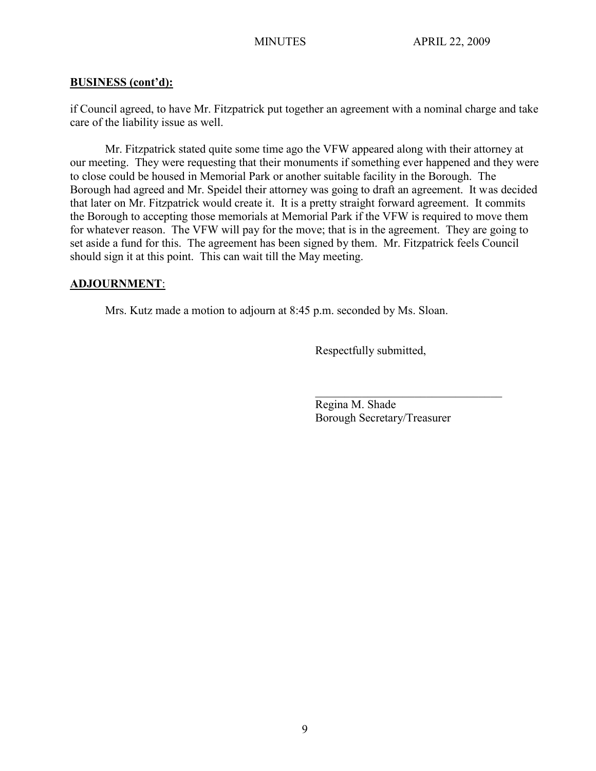**BUSINESS (cont'd):**

if Council agreed, to have Mr. Fitzpatrick put together an agreement with a nominal charge and take care of the liability issue as well.

Mr. Fitzpatrick stated quite some time ago the VFW appeared along with their attorney at our meeting. They were requesting that their monuments if something ever happened and they were to close could be housed in Memorial Park or another suitable facility in the Borough. The Borough had agreed and Mr. Speidel their attorney was going to draft an agreement. It was decided that later on Mr. Fitzpatrick would create it. It is a pretty straight forward agreement. It commits the Borough to accepting those memorials at Memorial Park if the VFW is required to move them for whatever reason. The VFW will pay for the move; that is in the agreement. They are going to set aside a fund for this. The agreement has been signed by them. Mr. Fitzpatrick feels Council should sign it at this point. This can wait till the May meeting.

**ADJOURNMENT**:

Mrs. Kutz made a motion to adjourn at 8:45 p.m. seconded by Ms. Sloan.

Respectfully submitted,

\_\_\_\_\_\_\_\_\_\_\_\_\_\_\_\_\_\_\_\_\_\_\_\_\_\_\_\_\_\_\_\_

Regina M. Shade
Borough Secretary/Treasurer